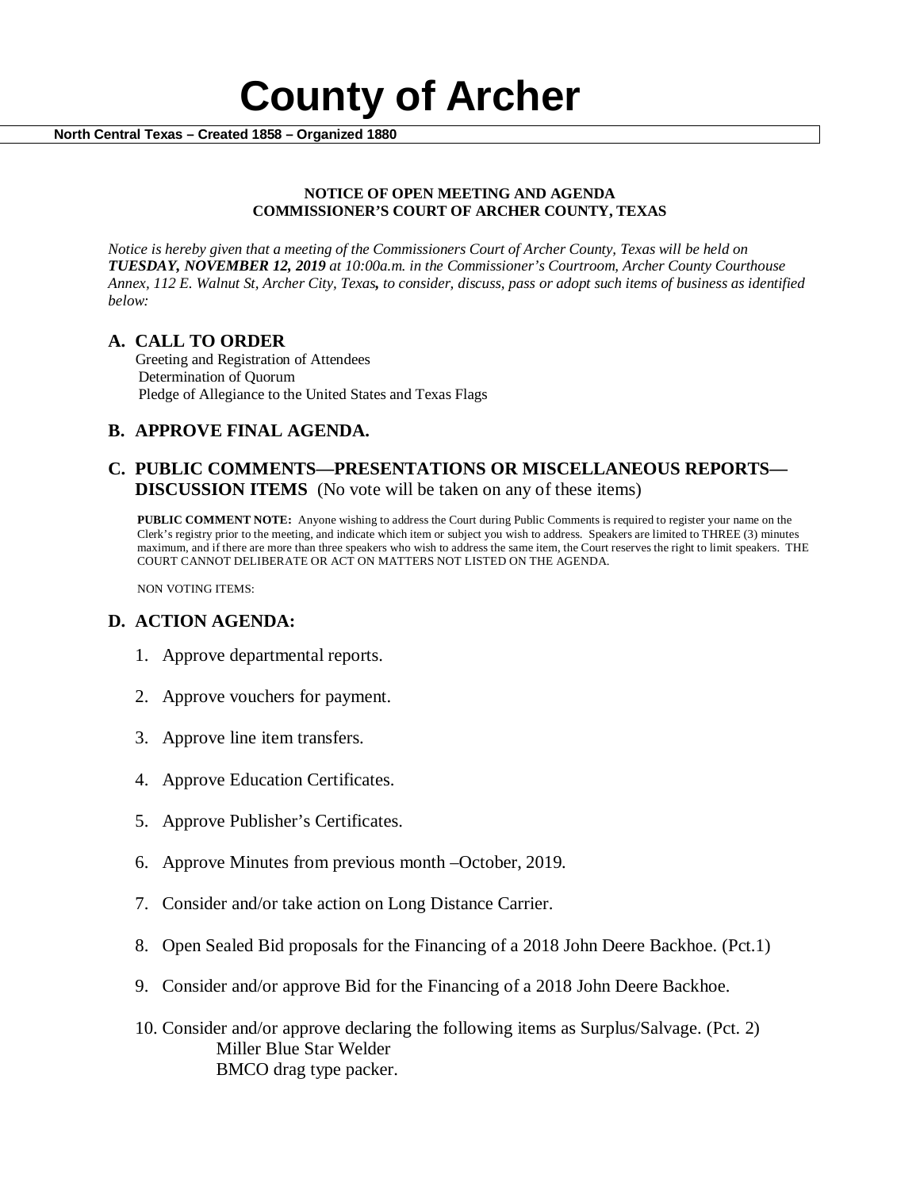# County of Archer

**North Central Texas – Created 1858 – Organized 1880**

**NOTICE OF OPEN MEETING AND AGENDA**
**COMMISSIONER'S COURT OF ARCHER COUNTY, TEXAS**

*Notice is hereby given that a meeting of the Commissioners Court of Archer County, Texas will be held on **TUESDAY, NOVEMBER 12, 2019** at 10:00a.m. in the Commissioner's Courtroom, Archer County Courthouse Annex, 112 E. Walnut St, Archer City, Texas, to consider, discuss, pass or adopt such items of business as identified below:*

## A. CALL TO ORDER

Greeting and Registration of Attendees
Determination of Quorum
Pledge of Allegiance to the United States and Texas Flags

## B. APPROVE FINAL AGENDA.

## C. PUBLIC COMMENTS—PRESENTATIONS OR MISCELLANEOUS REPORTS—DISCUSSION ITEMS (No vote will be taken on any of these items)

**PUBLIC COMMENT NOTE:** Anyone wishing to address the Court during Public Comments is required to register your name on the Clerk's registry prior to the meeting, and indicate which item or subject you wish to address. Speakers are limited to THREE (3) minutes maximum, and if there are more than three speakers who wish to address the same item, the Court reserves the right to limit speakers. THE COURT CANNOT DELIBERATE OR ACT ON MATTERS NOT LISTED ON THE AGENDA.

NON VOTING ITEMS:

## D. ACTION AGENDA:

1. Approve departmental reports.
2. Approve vouchers for payment.
3. Approve line item transfers.
4. Approve Education Certificates.
5. Approve Publisher's Certificates.
6. Approve Minutes from previous month –October, 2019.
7. Consider and/or take action on Long Distance Carrier.
8. Open Sealed Bid proposals for the Financing of a 2018 John Deere Backhoe. (Pct.1)
9. Consider and/or approve Bid for the Financing of a 2018 John Deere Backhoe.
10. Consider and/or approve declaring the following items as Surplus/Salvage. (Pct. 2)
    Miller Blue Star Welder
    BMCO drag type packer.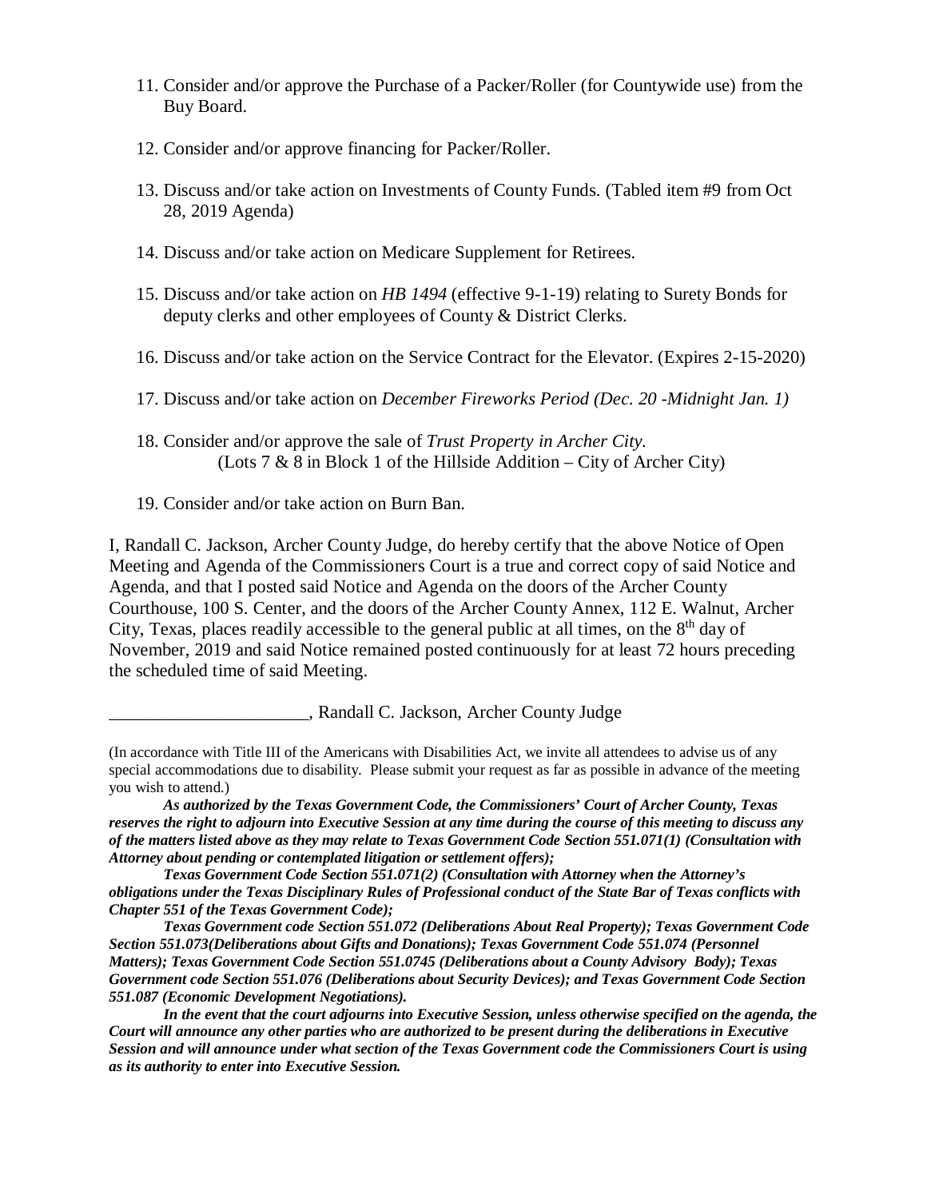11. Consider and/or approve the Purchase of a Packer/Roller (for Countywide use) from the Buy Board.

12. Consider and/or approve financing for Packer/Roller.

13. Discuss and/or take action on Investments of County Funds. (Tabled item #9 from Oct 28, 2019 Agenda)

14. Discuss and/or take action on Medicare Supplement for Retirees.

15. Discuss and/or take action on *HB 1494* (effective 9-1-19) relating to Surety Bonds for deputy clerks and other employees of County & District Clerks.

16. Discuss and/or take action on the Service Contract for the Elevator. (Expires 2-15-2020)

17. Discuss and/or take action on *December Fireworks Period (Dec. 20 -Midnight Jan. 1)*

18. Consider and/or approve the sale of *Trust Property in Archer City.*
    (Lots 7 & 8 in Block 1 of the Hillside Addition – City of Archer City)

19. Consider and/or take action on Burn Ban.

I, Randall C. Jackson, Archer County Judge, do hereby certify that the above Notice of Open Meeting and Agenda of the Commissioners Court is a true and correct copy of said Notice and Agenda, and that I posted said Notice and Agenda on the doors of the Archer County Courthouse, 100 S. Center, and the doors of the Archer County Annex, 112 E. Walnut, Archer City, Texas, places readily accessible to the general public at all times, on the 8th day of November, 2019 and said Notice remained posted continuously for at least 72 hours preceding the scheduled time of said Meeting.

______________________, Randall C. Jackson, Archer County Judge

(In accordance with Title III of the Americans with Disabilities Act, we invite all attendees to advise us of any special accommodations due to disability. Please submit your request as far as possible in advance of the meeting you wish to attend.)

***As authorized by the Texas Government Code, the Commissioners' Court of Archer County, Texas reserves the right to adjourn into Executive Session at any time during the course of this meeting to discuss any of the matters listed above as they may relate to Texas Government Code Section 551.071(1) (Consultation with Attorney about pending or contemplated litigation or settlement offers);***

***Texas Government Code Section 551.071(2) (Consultation with Attorney when the Attorney's obligations under the Texas Disciplinary Rules of Professional conduct of the State Bar of Texas conflicts with Chapter 551 of the Texas Government Code);***

***Texas Government code Section 551.072 (Deliberations About Real Property); Texas Government Code Section 551.073(Deliberations about Gifts and Donations); Texas Government Code 551.074 (Personnel Matters); Texas Government Code Section 551.0745 (Deliberations about a County Advisory Body); Texas Government code Section 551.076 (Deliberations about Security Devices); and Texas Government Code Section 551.087 (Economic Development Negotiations).***

***In the event that the court adjourns into Executive Session, unless otherwise specified on the agenda, the Court will announce any other parties who are authorized to be present during the deliberations in Executive Session and will announce under what section of the Texas Government code the Commissioners Court is using as its authority to enter into Executive Session.***